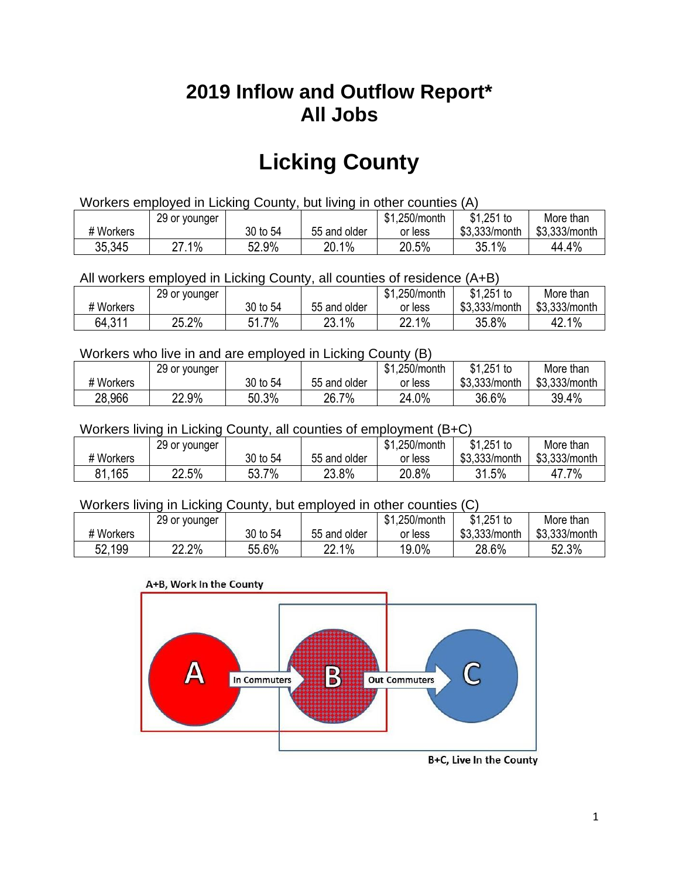# 2019 Inflow and Outflow Report*
# All Jobs

# Licking County

Workers employed in Licking County, but living in other counties (A)

| # Workers | 29 or younger | 30 to 54 | 55 and older | $1,250/month or less | $1,251 to $3,333/month | More than $3,333/month |
|---|---|---|---|---|---|---|
| 35,345 | 27.1% | 52.9% | 20.1% | 20.5% | 35.1% | 44.4% |

All workers employed in Licking County, all counties of residence (A+B)

| # Workers | 29 or younger | 30 to 54 | 55 and older | $1,250/month or less | $1,251 to $3,333/month | More than $3,333/month |
|---|---|---|---|---|---|---|
| 64,311 | 25.2% | 51.7% | 23.1% | 22.1% | 35.8% | 42.1% |

Workers who live in and are employed in Licking County (B)

| # Workers | 29 or younger | 30 to 54 | 55 and older | $1,250/month or less | $1,251 to $3,333/month | More than $3,333/month |
|---|---|---|---|---|---|---|
| 28,966 | 22.9% | 50.3% | 26.7% | 24.0% | 36.6% | 39.4% |

Workers living in Licking County, all counties of employment (B+C)

| # Workers | 29 or younger | 30 to 54 | 55 and older | $1,250/month or less | $1,251 to $3,333/month | More than $3,333/month |
|---|---|---|---|---|---|---|
| 81,165 | 22.5% | 53.7% | 23.8% | 20.8% | 31.5% | 47.7% |

Workers living in Licking County, but employed in other counties (C)

| # Workers | 29 or younger | 30 to 54 | 55 and older | $1,250/month or less | $1,251 to $3,333/month | More than $3,333/month |
|---|---|---|---|---|---|---|
| 52,199 | 22.2% | 55.6% | 22.1% | 19.0% | 28.6% | 52.3% |

A+B, Work In the County

A → In Commuters → B → Out Commuters → C

B+C, Live In the County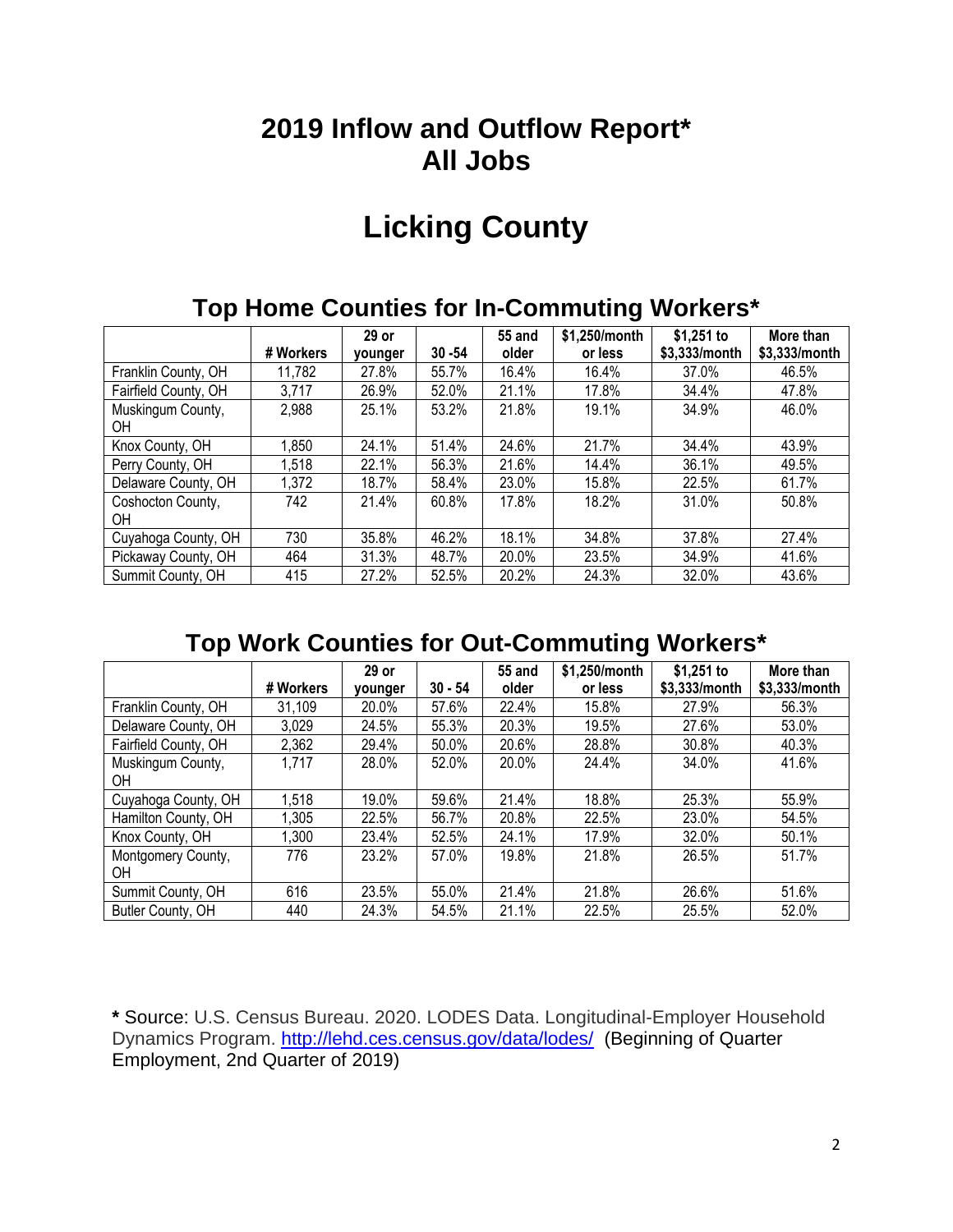# 2019 Inflow and Outflow Report*
# All Jobs

# Licking County

## Top Home Counties for In-Commuting Workers*

| | # Workers | 29 or younger | 30 -54 | 55 and older | $1,250/month or less | $1,251 to $3,333/month | More than $3,333/month |
|---|---|---|---|---|---|---|---|
| Franklin County, OH | 11,782 | 27.8% | 55.7% | 16.4% | 16.4% | 37.0% | 46.5% |
| Fairfield County, OH | 3,717 | 26.9% | 52.0% | 21.1% | 17.8% | 34.4% | 47.8% |
| Muskingum County, OH | 2,988 | 25.1% | 53.2% | 21.8% | 19.1% | 34.9% | 46.0% |
| Knox County, OH | 1,850 | 24.1% | 51.4% | 24.6% | 21.7% | 34.4% | 43.9% |
| Perry County, OH | 1,518 | 22.1% | 56.3% | 21.6% | 14.4% | 36.1% | 49.5% |
| Delaware County, OH | 1,372 | 18.7% | 58.4% | 23.0% | 15.8% | 22.5% | 61.7% |
| Coshocton County, OH | 742 | 21.4% | 60.8% | 17.8% | 18.2% | 31.0% | 50.8% |
| Cuyahoga County, OH | 730 | 35.8% | 46.2% | 18.1% | 34.8% | 37.8% | 27.4% |
| Pickaway County, OH | 464 | 31.3% | 48.7% | 20.0% | 23.5% | 34.9% | 41.6% |
| Summit County, OH | 415 | 27.2% | 52.5% | 20.2% | 24.3% | 32.0% | 43.6% |

## Top Work Counties for Out-Commuting Workers*

| | # Workers | 29 or younger | 30 - 54 | 55 and older | $1,250/month or less | $1,251 to $3,333/month | More than $3,333/month |
|---|---|---|---|---|---|---|---|
| Franklin County, OH | 31,109 | 20.0% | 57.6% | 22.4% | 15.8% | 27.9% | 56.3% |
| Delaware County, OH | 3,029 | 24.5% | 55.3% | 20.3% | 19.5% | 27.6% | 53.0% |
| Fairfield County, OH | 2,362 | 29.4% | 50.0% | 20.6% | 28.8% | 30.8% | 40.3% |
| Muskingum County, OH | 1,717 | 28.0% | 52.0% | 20.0% | 24.4% | 34.0% | 41.6% |
| Cuyahoga County, OH | 1,518 | 19.0% | 59.6% | 21.4% | 18.8% | 25.3% | 55.9% |
| Hamilton County, OH | 1,305 | 22.5% | 56.7% | 20.8% | 22.5% | 23.0% | 54.5% |
| Knox County, OH | 1,300 | 23.4% | 52.5% | 24.1% | 17.9% | 32.0% | 50.1% |
| Montgomery County, OH | 776 | 23.2% | 57.0% | 19.8% | 21.8% | 26.5% | 51.7% |
| Summit County, OH | 616 | 23.5% | 55.0% | 21.4% | 21.8% | 26.6% | 51.6% |
| Butler County, OH | 440 | 24.3% | 54.5% | 21.1% | 22.5% | 25.5% | 52.0% |

**\*** Source: U.S. Census Bureau. 2020. LODES Data. Longitudinal-Employer Household Dynamics Program. http://lehd.ces.census.gov/data/lodes/ (Beginning of Quarter Employment, 2nd Quarter of 2019)